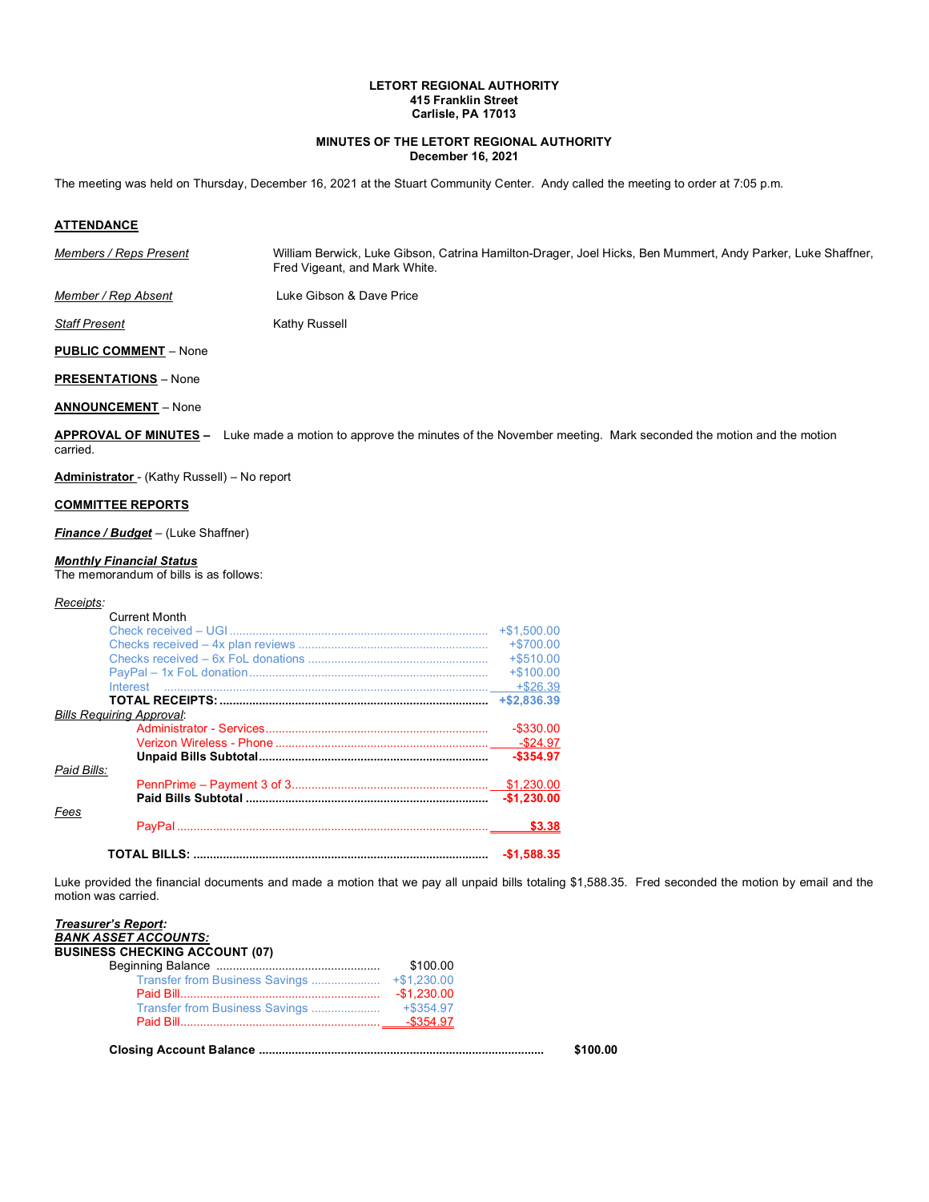**LETORT REGIONAL AUTHORITY**
**415 Franklin Street**
**Carlisle, PA 17013**

**MINUTES OF THE LETORT REGIONAL AUTHORITY**
**December 16, 2021**

The meeting was held on Thursday, December 16, 2021 at the Stuart Community Center. Andy called the meeting to order at 7:05 p.m.

**ATTENDANCE**

| | |
|---|---|
| *Members / Reps Present* | William Berwick, Luke Gibson, Catrina Hamilton-Drager, Joel Hicks, Ben Mummert, Andy Parker, Luke Shaffner, Fred Vigeant, and Mark White. |
| *Member / Rep Absent* | Luke Gibson & Dave Price |
| *Staff Present* | Kathy Russell |

**PUBLIC COMMENT** – None

**PRESENTATIONS** – None

**ANNOUNCEMENT** – None

**APPROVAL OF MINUTES** – Luke made a motion to approve the minutes of the November meeting. Mark seconded the motion and the motion carried.

**Administrator** - (Kathy Russell) – No report

**COMMITTEE REPORTS**

***Finance / Budget*** – (Luke Shaffner)

***Monthly Financial Status***
The memorandum of bills is as follows:

*Receipts*:

| | |
|---|---|
| Current Month | |
| Check received – UGI | +$1,500.00 |
| Checks received – 4x plan reviews | +$700.00 |
| Checks received – 6x FoL donations | +$510.00 |
| PayPal – 1x FoL donation | +$100.00 |
| Interest | +$26.39 |
| **TOTAL RECEIPTS:** | **+$2,836.39** |
| *Bills Requiring Approval*: | |
| Administrator - Services | -$330.00 |
| Verizon Wireless - Phone | -$24.97 |
| **Unpaid Bills Subtotal** | **-$354.97** |
| *Paid Bills:* | |
| PennPrime – Payment 3 of 3 | $1,230.00 |
| **Paid Bills Subtotal** | **-$1,230.00** |
| *Fees* | |
| PayPal | **$3.38** |
| **TOTAL BILLS:** | **-$1,588.35** |

Luke provided the financial documents and made a motion that we pay all unpaid bills totaling $1,588.35. Fred seconded the motion by email and the motion was carried.

***Treasurer's Report:***
***BANK ASSET ACCOUNTS:***
**BUSINESS CHECKING ACCOUNT (07)**

| | | |
|---|---|---|
| Beginning Balance | $100.00 | |
| Transfer from Business Savings | +$1,230.00 | |
| Paid Bill | -$1,230.00 | |
| Transfer from Business Savings | +$354.97 | |
| Paid Bill | -$354.97 | |
| **Closing Account Balance** | | **$100.00** |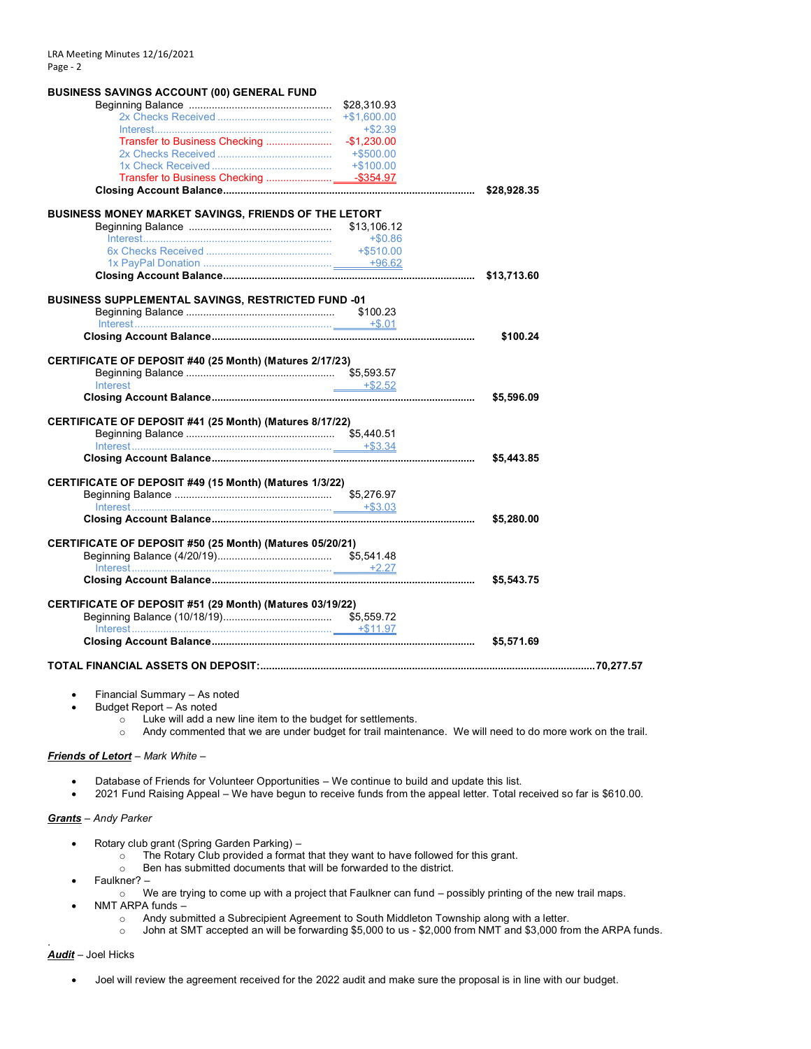**BUSINESS SAVINGS ACCOUNT (00) GENERAL FUND**

| | | |
|---|---|---|
| Beginning Balance | $28,310.93 | |
| 2x Checks Received | +$1,600.00 | |
| Interest | +$2.39 | |
| Transfer to Business Checking | -$1,230.00 | |
| 2x Checks Received | +$500.00 | |
| 1x Check Received | +$100.00 | |
| Transfer to Business Checking | -$354.97 | |
| **Closing Account Balance** | | **$28,928.35** |

**BUSINESS MONEY MARKET SAVINGS, FRIENDS OF THE LETORT**

| | | |
|---|---|---|
| Beginning Balance | $13,106.12 | |
| Interest | +$0.86 | |
| 6x Checks Received | +$510.00 | |
| 1x PayPal Donation | +96.62 | |
| **Closing Account Balance** | | **$13,713.60** |

**BUSINESS SUPPLEMENTAL SAVINGS, RESTRICTED FUND -01**

| | | |
|---|---|---|
| Beginning Balance | $100.23 | |
| Interest | +$.01 | |
| **Closing Account Balance** | | **$100.24** |

**CERTIFICATE OF DEPOSIT #40 (25 Month) (Matures 2/17/23)**

| | | |
|---|---|---|
| Beginning Balance | $5,593.57 | |
| Interest | +$2.52 | |
| **Closing Account Balance** | | **$5,596.09** |

**CERTIFICATE OF DEPOSIT #41 (25 Month) (Matures 8/17/22)**

| | | |
|---|---|---|
| Beginning Balance | $5,440.51 | |
| Interest | +$3.34 | |
| **Closing Account Balance** | | **$5,443.85** |

**CERTIFICATE OF DEPOSIT #49 (15 Month) (Matures 1/3/22)**

| | | |
|---|---|---|
| Beginning Balance | $5,276.97 | |
| Interest | +$3.03 | |
| **Closing Account Balance** | | **$5,280.00** |

**CERTIFICATE OF DEPOSIT #50 (25 Month) (Matures 05/20/21)**

| | | |
|---|---|---|
| Beginning Balance (4/20/19) | $5,541.48 | |
| Interest | +2.27 | |
| **Closing Account Balance** | | **$5,543.75** |

**CERTIFICATE OF DEPOSIT #51 (29 Month) (Matures 03/19/22)**

| | | |
|---|---|---|
| Beginning Balance (10/18/19) | $5,559.72 | |
| Interest | +$11.97 | |
| **Closing Account Balance** | | **$5,571.69** |

**TOTAL FINANCIAL ASSETS ON DEPOSIT: 70,277.57**

- Financial Summary – As noted
- Budget Report – As noted
  - Luke will add a new line item to the budget for settlements.
  - Andy commented that we are under budget for trail maintenance. We will need to do more work on the trail.

***Friends of Letort*** *– Mark White –*

- Database of Friends for Volunteer Opportunities – We continue to build and update this list.
- 2021 Fund Raising Appeal – We have begun to receive funds from the appeal letter. Total received so far is $610.00.

***Grants*** *– Andy Parker*

- Rotary club grant (Spring Garden Parking) –
  - The Rotary Club provided a format that they want to have followed for this grant.
  - Ben has submitted documents that will be forwarded to the district.
- Faulkner? –
  - We are trying to come up with a project that Faulkner can fund – possibly printing of the new trail maps.
- NMT ARPA funds –
  - Andy submitted a Subrecipient Agreement to South Middleton Township along with a letter.
  - John at SMT accepted an will be forwarding $5,000 to us - $2,000 from NMT and $3,000 from the ARPA funds.

***Audit*** – Joel Hicks

- Joel will review the agreement received for the 2022 audit and make sure the proposal is in line with our budget.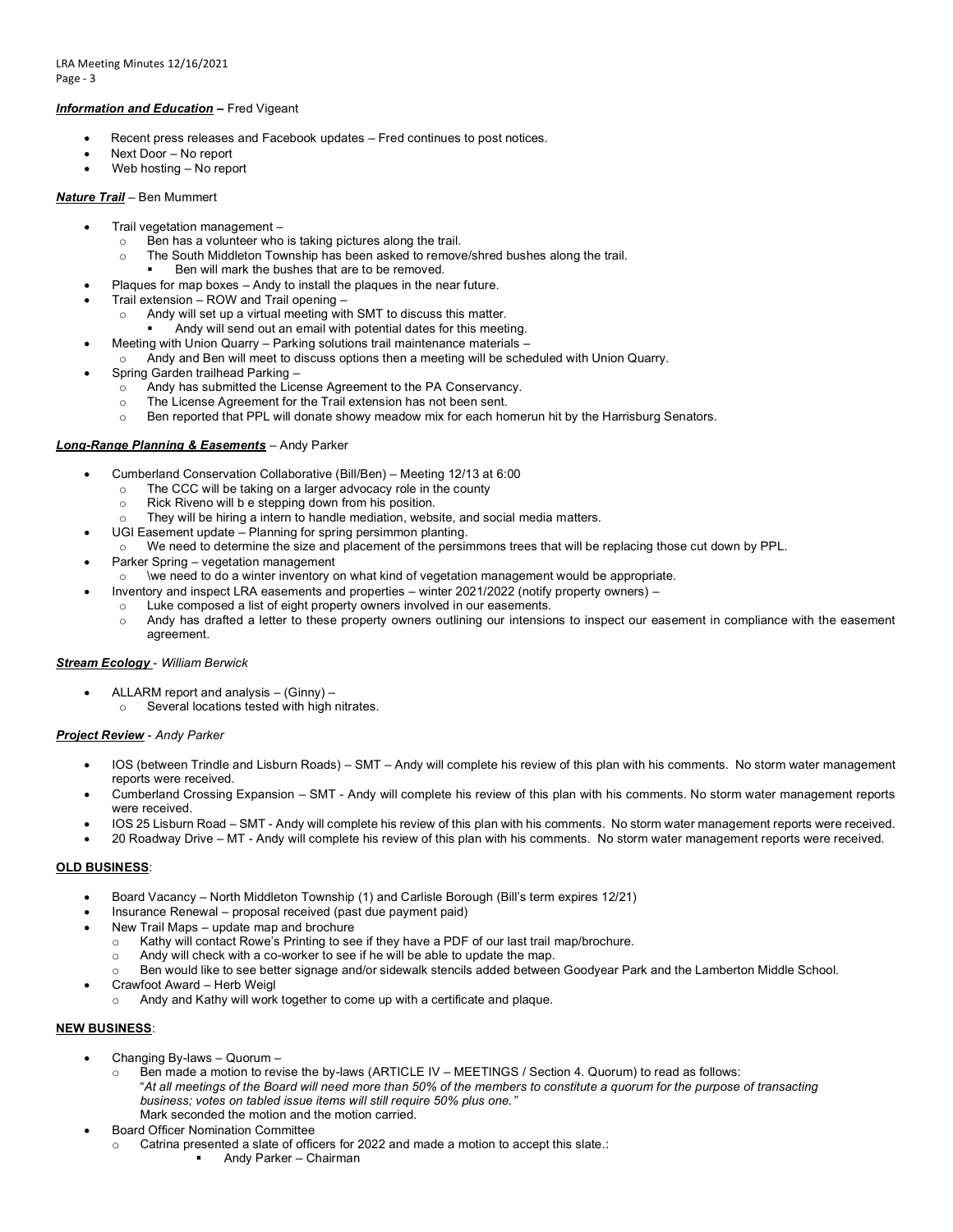***Information and Education*** **–** Fred Vigeant

- Recent press releases and Facebook updates – Fred continues to post notices.
- Next Door – No report
- Web hosting – No report

***Nature Trail*** – Ben Mummert

- Trail vegetation management –
  - Ben has a volunteer who is taking pictures along the trail.
  - The South Middleton Township has been asked to remove/shred bushes along the trail.
    - Ben will mark the bushes that are to be removed.
- Plaques for map boxes – Andy to install the plaques in the near future.
- Trail extension – ROW and Trail opening –
  - Andy will set up a virtual meeting with SMT to discuss this matter.
    - Andy will send out an email with potential dates for this meeting.
- Meeting with Union Quarry – Parking solutions trail maintenance materials –
  - Andy and Ben will meet to discuss options then a meeting will be scheduled with Union Quarry.
- Spring Garden trailhead Parking –
  - Andy has submitted the License Agreement to the PA Conservancy.
  - The License Agreement for the Trail extension has not been sent.
  - Ben reported that PPL will donate showy meadow mix for each homerun hit by the Harrisburg Senators.

***Long-Range Planning & Easements*** – Andy Parker

- Cumberland Conservation Collaborative (Bill/Ben) – Meeting 12/13 at 6:00
  - The CCC will be taking on a larger advocacy role in the county
  - Rick Riveno will b e stepping down from his position.
  - They will be hiring a intern to handle mediation, website, and social media matters.
- UGI Easement update – Planning for spring persimmon planting.
  - We need to determine the size and placement of the persimmons trees that will be replacing those cut down by PPL.
- Parker Spring – vegetation management
  - \we need to do a winter inventory on what kind of vegetation management would be appropriate.
- Inventory and inspect LRA easements and properties – winter 2021/2022 (notify property owners) –
  - Luke composed a list of eight property owners involved in our easements.
  - Andy has drafted a letter to these property owners outlining our intensions to inspect our easement in compliance with the easement agreement.

***Stream Ecology*** - *William Berwick*

- ALLARM report and analysis – (Ginny) –
  - Several locations tested with high nitrates.

***Project Review*** - *Andy Parker*

- IOS (between Trindle and Lisburn Roads) – SMT – Andy will complete his review of this plan with his comments. No storm water management reports were received.
- Cumberland Crossing Expansion – SMT - Andy will complete his review of this plan with his comments. No storm water management reports were received.
- IOS 25 Lisburn Road – SMT - Andy will complete his review of this plan with his comments. No storm water management reports were received.
- 20 Roadway Drive – MT - Andy will complete his review of this plan with his comments. No storm water management reports were received.

**OLD BUSINESS**:

- Board Vacancy – North Middleton Township (1) and Carlisle Borough (Bill's term expires 12/21)
- Insurance Renewal – proposal received (past due payment paid)
- New Trail Maps – update map and brochure
  - Kathy will contact Rowe's Printing to see if they have a PDF of our last trail map/brochure.
  - Andy will check with a co-worker to see if he will be able to update the map.
  - Ben would like to see better signage and/or sidewalk stencils added between Goodyear Park and the Lamberton Middle School.
- Crawfoot Award – Herb Weigl
  - Andy and Kathy will work together to come up with a certificate and plaque.

**NEW BUSINESS**:

- Changing By-laws – Quorum –
  - Ben made a motion to revise the by-laws (ARTICLE IV – MEETINGS / Section 4. Quorum) to read as follows:
    "*At all meetings of the Board will need more than 50% of the members to constitute a quorum for the purpose of transacting business; votes on tabled issue items will still require 50% plus one.*"
    Mark seconded the motion and the motion carried.
- Board Officer Nomination Committee
  - Catrina presented a slate of officers for 2022 and made a motion to accept this slate.:
    - Andy Parker – Chairman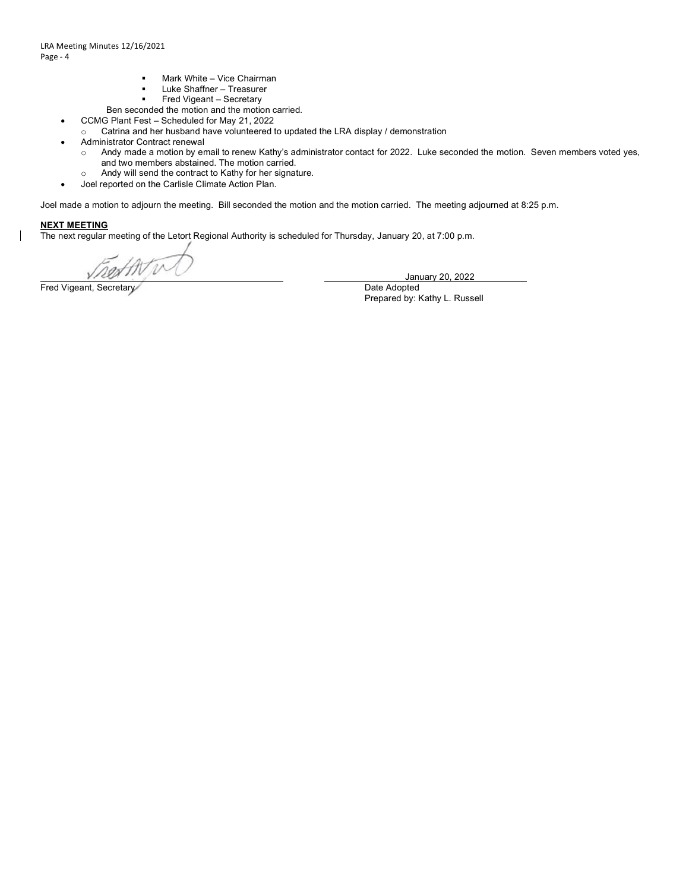- Mark White – Vice Chairman
- Luke Shaffner – Treasurer
- Fred Vigeant – Secretary

Ben seconded the motion and the motion carried.

- CCMG Plant Fest – Scheduled for May 21, 2022
  - Catrina and her husband have volunteered to updated the LRA display / demonstration
- Administrator Contract renewal
  - Andy made a motion by email to renew Kathy's administrator contact for 2022. Luke seconded the motion. Seven members voted yes, and two members abstained. The motion carried.
  - Andy will send the contract to Kathy for her signature.
- Joel reported on the Carlisle Climate Action Plan.

Joel made a motion to adjourn the meeting. Bill seconded the motion and the motion carried. The meeting adjourned at 8:25 p.m.

**NEXT MEETING**

The next regular meeting of the Letort Regional Authority is scheduled for Thursday, January 20, at 7:00 p.m.

Fred Vigeant, Secretary

January 20, 2022
Date Adopted
Prepared by: Kathy L. Russell